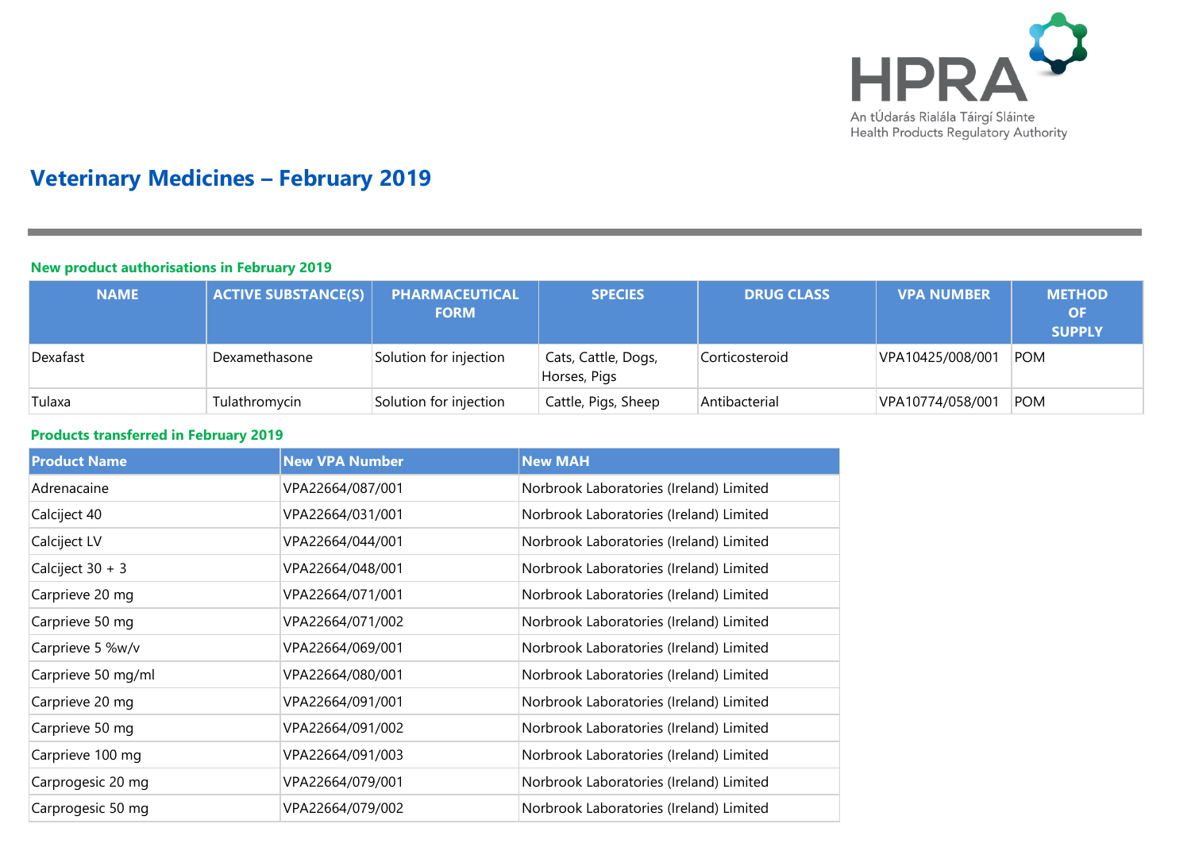HPRA

An tÚdarás Rialála Táirgí Sláinte
Health Products Regulatory Authority

# Veterinary Medicines – February 2019

## New product authorisations in February 2019

| NAME | ACTIVE SUBSTANCE(S) | PHARMACEUTICAL FORM | SPECIES | DRUG CLASS | VPA NUMBER | METHOD OF SUPPLY |
|---|---|---|---|---|---|---|
| Dexafast | Dexamethasone | Solution for injection | Cats, Cattle, Dogs, Horses, Pigs | Corticosteroid | VPA10425/008/001 | POM |
| Tulaxa | Tulathromycin | Solution for injection | Cattle, Pigs, Sheep | Antibacterial | VPA10774/058/001 | POM |

## Products transferred in February 2019

| Product Name | New VPA Number | New MAH |
|---|---|---|
| Adrenacaine | VPA22664/087/001 | Norbrook Laboratories (Ireland) Limited |
| Calciject 40 | VPA22664/031/001 | Norbrook Laboratories (Ireland) Limited |
| Calciject LV | VPA22664/044/001 | Norbrook Laboratories (Ireland) Limited |
| Calciject 30 + 3 | VPA22664/048/001 | Norbrook Laboratories (Ireland) Limited |
| Carprieve 20 mg | VPA22664/071/001 | Norbrook Laboratories (Ireland) Limited |
| Carprieve 50 mg | VPA22664/071/002 | Norbrook Laboratories (Ireland) Limited |
| Carprieve 5 %w/v | VPA22664/069/001 | Norbrook Laboratories (Ireland) Limited |
| Carprieve 50 mg/ml | VPA22664/080/001 | Norbrook Laboratories (Ireland) Limited |
| Carprieve 20 mg | VPA22664/091/001 | Norbrook Laboratories (Ireland) Limited |
| Carprieve 50 mg | VPA22664/091/002 | Norbrook Laboratories (Ireland) Limited |
| Carprieve 100 mg | VPA22664/091/003 | Norbrook Laboratories (Ireland) Limited |
| Carprogesic 20 mg | VPA22664/079/001 | Norbrook Laboratories (Ireland) Limited |
| Carprogesic 50 mg | VPA22664/079/002 | Norbrook Laboratories (Ireland) Limited |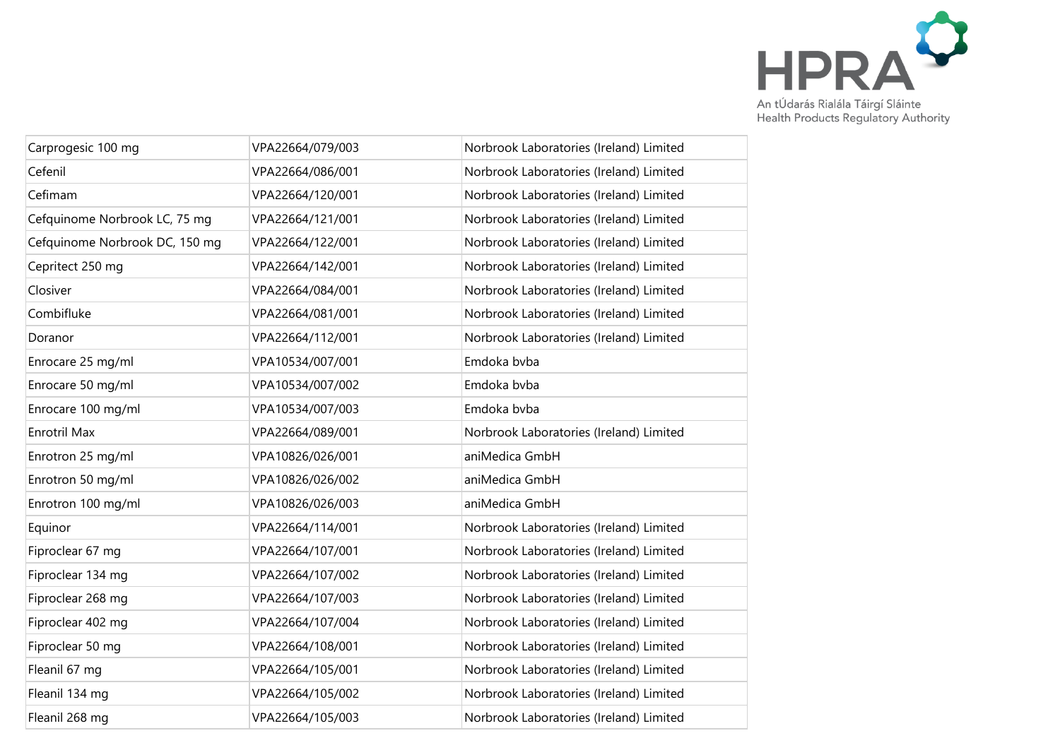| Carprogesic 100 mg | VPA22664/079/003 | Norbrook Laboratories (Ireland) Limited |
|---|---|---|
| Cefenil | VPA22664/086/001 | Norbrook Laboratories (Ireland) Limited |
| Cefimam | VPA22664/120/001 | Norbrook Laboratories (Ireland) Limited |
| Cefquinome Norbrook LC, 75 mg | VPA22664/121/001 | Norbrook Laboratories (Ireland) Limited |
| Cefquinome Norbrook DC, 150 mg | VPA22664/122/001 | Norbrook Laboratories (Ireland) Limited |
| Cepritect 250 mg | VPA22664/142/001 | Norbrook Laboratories (Ireland) Limited |
| Closiver | VPA22664/084/001 | Norbrook Laboratories (Ireland) Limited |
| Combifluke | VPA22664/081/001 | Norbrook Laboratories (Ireland) Limited |
| Doranor | VPA22664/112/001 | Norbrook Laboratories (Ireland) Limited |
| Enrocare 25 mg/ml | VPA10534/007/001 | Emdoka bvba |
| Enrocare 50 mg/ml | VPA10534/007/002 | Emdoka bvba |
| Enrocare 100 mg/ml | VPA10534/007/003 | Emdoka bvba |
| Enrotril Max | VPA22664/089/001 | Norbrook Laboratories (Ireland) Limited |
| Enrotron 25 mg/ml | VPA10826/026/001 | aniMedica GmbH |
| Enrotron 50 mg/ml | VPA10826/026/002 | aniMedica GmbH |
| Enrotron 100 mg/ml | VPA10826/026/003 | aniMedica GmbH |
| Equinor | VPA22664/114/001 | Norbrook Laboratories (Ireland) Limited |
| Fiproclear 67 mg | VPA22664/107/001 | Norbrook Laboratories (Ireland) Limited |
| Fiproclear 134 mg | VPA22664/107/002 | Norbrook Laboratories (Ireland) Limited |
| Fiproclear 268 mg | VPA22664/107/003 | Norbrook Laboratories (Ireland) Limited |
| Fiproclear 402 mg | VPA22664/107/004 | Norbrook Laboratories (Ireland) Limited |
| Fiproclear 50 mg | VPA22664/108/001 | Norbrook Laboratories (Ireland) Limited |
| Fleanil 67 mg | VPA22664/105/001 | Norbrook Laboratories (Ireland) Limited |
| Fleanil 134 mg | VPA22664/105/002 | Norbrook Laboratories (Ireland) Limited |
| Fleanil 268 mg | VPA22664/105/003 | Norbrook Laboratories (Ireland) Limited |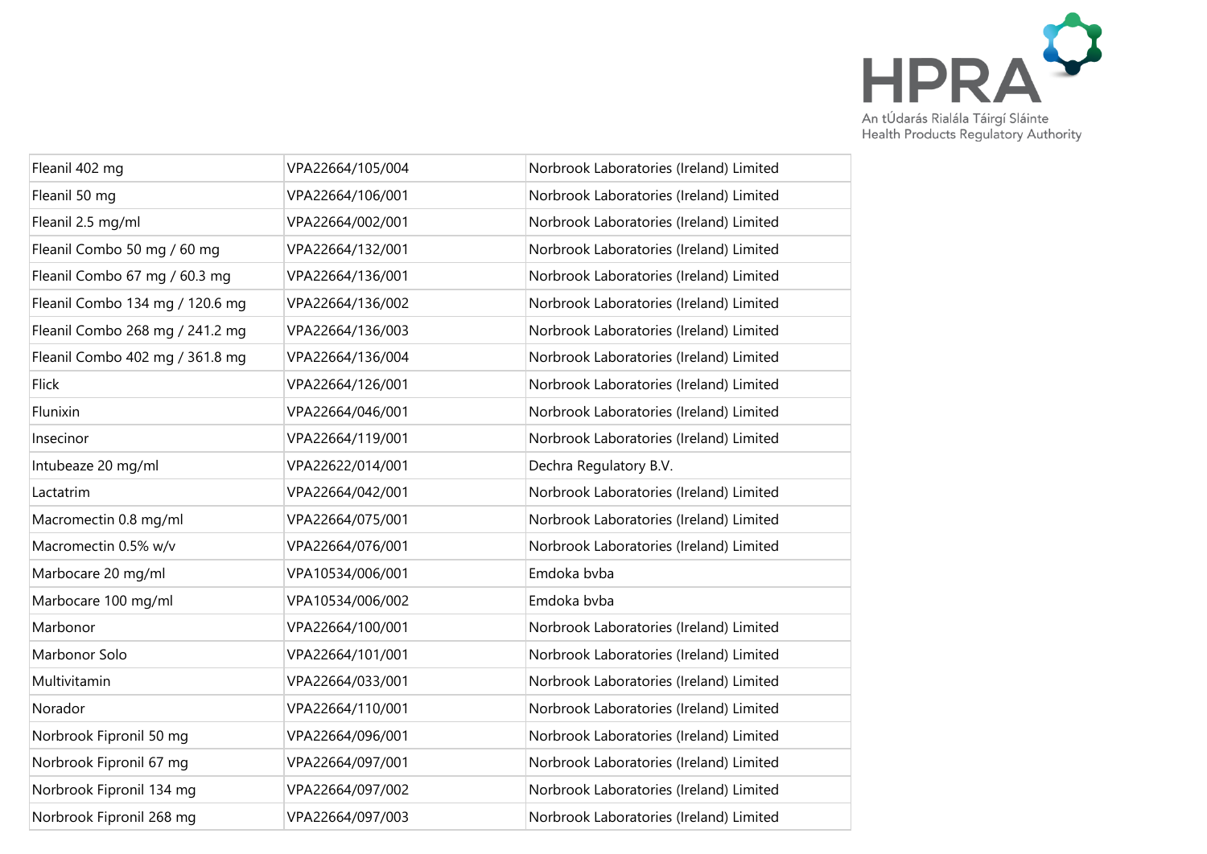| | | |
|---|---|---|
| Fleanil 402 mg | VPA22664/105/004 | Norbrook Laboratories (Ireland) Limited |
| Fleanil 50 mg | VPA22664/106/001 | Norbrook Laboratories (Ireland) Limited |
| Fleanil 2.5 mg/ml | VPA22664/002/001 | Norbrook Laboratories (Ireland) Limited |
| Fleanil Combo 50 mg / 60 mg | VPA22664/132/001 | Norbrook Laboratories (Ireland) Limited |
| Fleanil Combo 67 mg / 60.3 mg | VPA22664/136/001 | Norbrook Laboratories (Ireland) Limited |
| Fleanil Combo 134 mg / 120.6 mg | VPA22664/136/002 | Norbrook Laboratories (Ireland) Limited |
| Fleanil Combo 268 mg / 241.2 mg | VPA22664/136/003 | Norbrook Laboratories (Ireland) Limited |
| Fleanil Combo 402 mg / 361.8 mg | VPA22664/136/004 | Norbrook Laboratories (Ireland) Limited |
| Flick | VPA22664/126/001 | Norbrook Laboratories (Ireland) Limited |
| Flunixin | VPA22664/046/001 | Norbrook Laboratories (Ireland) Limited |
| Insecinor | VPA22664/119/001 | Norbrook Laboratories (Ireland) Limited |
| Intubeaze 20 mg/ml | VPA22622/014/001 | Dechra Regulatory B.V. |
| Lactatrim | VPA22664/042/001 | Norbrook Laboratories (Ireland) Limited |
| Macromectin 0.8 mg/ml | VPA22664/075/001 | Norbrook Laboratories (Ireland) Limited |
| Macromectin 0.5% w/v | VPA22664/076/001 | Norbrook Laboratories (Ireland) Limited |
| Marbocare 20 mg/ml | VPA10534/006/001 | Emdoka bvba |
| Marbocare 100 mg/ml | VPA10534/006/002 | Emdoka bvba |
| Marbonor | VPA22664/100/001 | Norbrook Laboratories (Ireland) Limited |
| Marbonor Solo | VPA22664/101/001 | Norbrook Laboratories (Ireland) Limited |
| Multivitamin | VPA22664/033/001 | Norbrook Laboratories (Ireland) Limited |
| Norador | VPA22664/110/001 | Norbrook Laboratories (Ireland) Limited |
| Norbrook Fipronil 50 mg | VPA22664/096/001 | Norbrook Laboratories (Ireland) Limited |
| Norbrook Fipronil 67 mg | VPA22664/097/001 | Norbrook Laboratories (Ireland) Limited |
| Norbrook Fipronil 134 mg | VPA22664/097/002 | Norbrook Laboratories (Ireland) Limited |
| Norbrook Fipronil 268 mg | VPA22664/097/003 | Norbrook Laboratories (Ireland) Limited |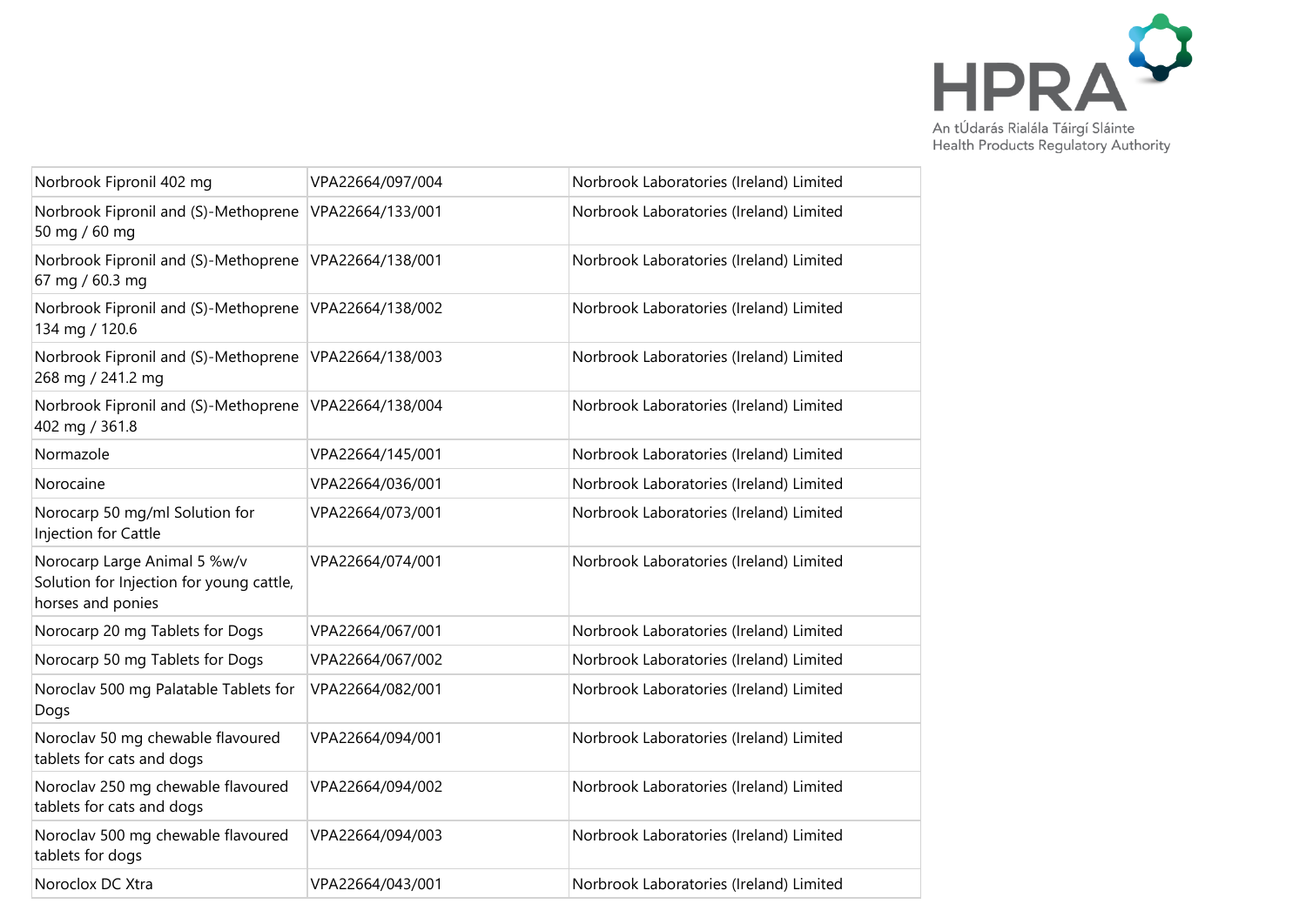| Norbrook Fipronil 402 mg | VPA22664/097/004 | Norbrook Laboratories (Ireland) Limited |
|---|---|---|
| Norbrook Fipronil and (S)-Methoprene 50 mg / 60 mg | VPA22664/133/001 | Norbrook Laboratories (Ireland) Limited |
| Norbrook Fipronil and (S)-Methoprene 67 mg / 60.3 mg | VPA22664/138/001 | Norbrook Laboratories (Ireland) Limited |
| Norbrook Fipronil and (S)-Methoprene 134 mg / 120.6 | VPA22664/138/002 | Norbrook Laboratories (Ireland) Limited |
| Norbrook Fipronil and (S)-Methoprene 268 mg / 241.2 mg | VPA22664/138/003 | Norbrook Laboratories (Ireland) Limited |
| Norbrook Fipronil and (S)-Methoprene 402 mg / 361.8 | VPA22664/138/004 | Norbrook Laboratories (Ireland) Limited |
| Normazole | VPA22664/145/001 | Norbrook Laboratories (Ireland) Limited |
| Norocaine | VPA22664/036/001 | Norbrook Laboratories (Ireland) Limited |
| Norocarp 50 mg/ml Solution for Injection for Cattle | VPA22664/073/001 | Norbrook Laboratories (Ireland) Limited |
| Norocarp Large Animal 5 %w/v Solution for Injection for young cattle, horses and ponies | VPA22664/074/001 | Norbrook Laboratories (Ireland) Limited |
| Norocarp 20 mg Tablets for Dogs | VPA22664/067/001 | Norbrook Laboratories (Ireland) Limited |
| Norocarp 50 mg Tablets for Dogs | VPA22664/067/002 | Norbrook Laboratories (Ireland) Limited |
| Noroclav 500 mg Palatable Tablets for Dogs | VPA22664/082/001 | Norbrook Laboratories (Ireland) Limited |
| Noroclav 50 mg chewable flavoured tablets for cats and dogs | VPA22664/094/001 | Norbrook Laboratories (Ireland) Limited |
| Noroclav 250 mg chewable flavoured tablets for cats and dogs | VPA22664/094/002 | Norbrook Laboratories (Ireland) Limited |
| Noroclav 500 mg chewable flavoured tablets for dogs | VPA22664/094/003 | Norbrook Laboratories (Ireland) Limited |
| Noroclox DC Xtra | VPA22664/043/001 | Norbrook Laboratories (Ireland) Limited |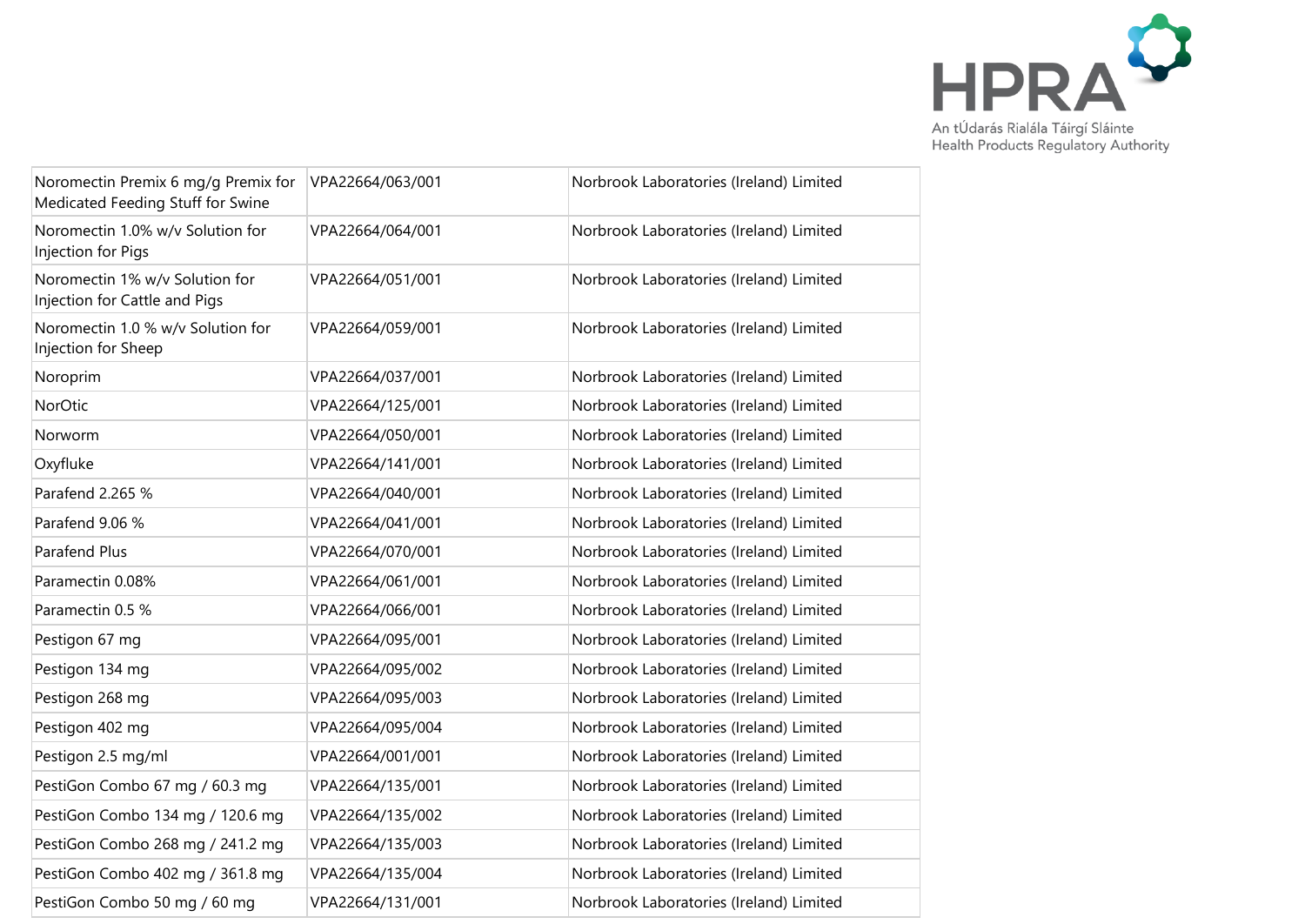| | | |
|---|---|---|
| Noromectin Premix 6 mg/g Premix for Medicated Feeding Stuff for Swine | VPA22664/063/001 | Norbrook Laboratories (Ireland) Limited |
| Noromectin 1.0% w/v Solution for Injection for Pigs | VPA22664/064/001 | Norbrook Laboratories (Ireland) Limited |
| Noromectin 1% w/v Solution for Injection for Cattle and Pigs | VPA22664/051/001 | Norbrook Laboratories (Ireland) Limited |
| Noromectin 1.0 % w/v Solution for Injection for Sheep | VPA22664/059/001 | Norbrook Laboratories (Ireland) Limited |
| Noroprim | VPA22664/037/001 | Norbrook Laboratories (Ireland) Limited |
| NorOtic | VPA22664/125/001 | Norbrook Laboratories (Ireland) Limited |
| Norworm | VPA22664/050/001 | Norbrook Laboratories (Ireland) Limited |
| Oxyfluke | VPA22664/141/001 | Norbrook Laboratories (Ireland) Limited |
| Parafend 2.265 % | VPA22664/040/001 | Norbrook Laboratories (Ireland) Limited |
| Parafend 9.06 % | VPA22664/041/001 | Norbrook Laboratories (Ireland) Limited |
| Parafend Plus | VPA22664/070/001 | Norbrook Laboratories (Ireland) Limited |
| Paramectin 0.08% | VPA22664/061/001 | Norbrook Laboratories (Ireland) Limited |
| Paramectin 0.5 % | VPA22664/066/001 | Norbrook Laboratories (Ireland) Limited |
| Pestigon 67 mg | VPA22664/095/001 | Norbrook Laboratories (Ireland) Limited |
| Pestigon 134 mg | VPA22664/095/002 | Norbrook Laboratories (Ireland) Limited |
| Pestigon 268 mg | VPA22664/095/003 | Norbrook Laboratories (Ireland) Limited |
| Pestigon 402 mg | VPA22664/095/004 | Norbrook Laboratories (Ireland) Limited |
| Pestigon 2.5 mg/ml | VPA22664/001/001 | Norbrook Laboratories (Ireland) Limited |
| PestiGon Combo 67 mg / 60.3 mg | VPA22664/135/001 | Norbrook Laboratories (Ireland) Limited |
| PestiGon Combo 134 mg / 120.6 mg | VPA22664/135/002 | Norbrook Laboratories (Ireland) Limited |
| PestiGon Combo 268 mg / 241.2 mg | VPA22664/135/003 | Norbrook Laboratories (Ireland) Limited |
| PestiGon Combo 402 mg / 361.8 mg | VPA22664/135/004 | Norbrook Laboratories (Ireland) Limited |
| PestiGon Combo 50 mg / 60 mg | VPA22664/131/001 | Norbrook Laboratories (Ireland) Limited |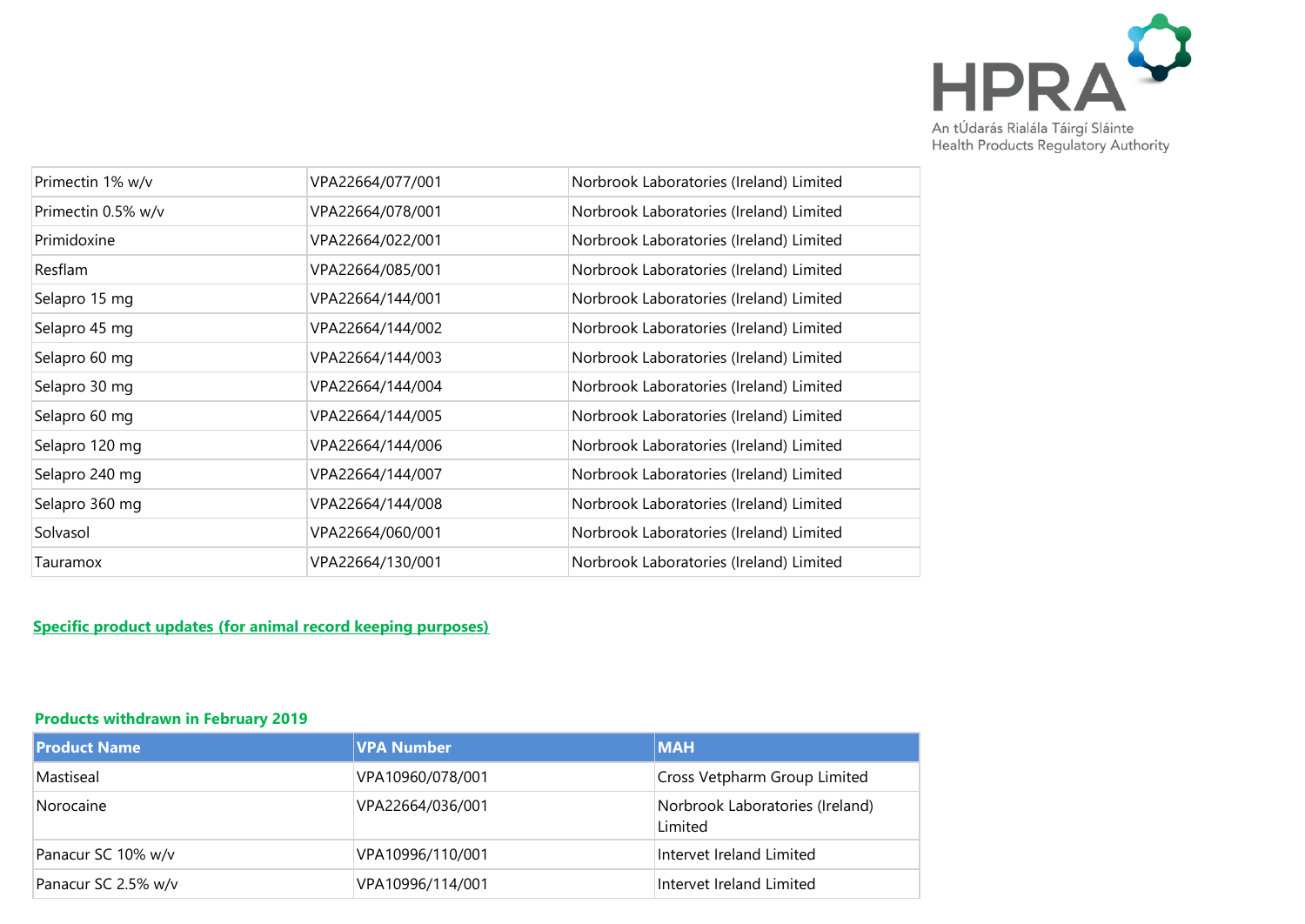| | | |
|---|---|---|
| Primectin 1% w/v | VPA22664/077/001 | Norbrook Laboratories (Ireland) Limited |
| Primectin 0.5% w/v | VPA22664/078/001 | Norbrook Laboratories (Ireland) Limited |
| Primidoxine | VPA22664/022/001 | Norbrook Laboratories (Ireland) Limited |
| Resflam | VPA22664/085/001 | Norbrook Laboratories (Ireland) Limited |
| Selapro 15 mg | VPA22664/144/001 | Norbrook Laboratories (Ireland) Limited |
| Selapro 45 mg | VPA22664/144/002 | Norbrook Laboratories (Ireland) Limited |
| Selapro 60 mg | VPA22664/144/003 | Norbrook Laboratories (Ireland) Limited |
| Selapro 30 mg | VPA22664/144/004 | Norbrook Laboratories (Ireland) Limited |
| Selapro 60 mg | VPA22664/144/005 | Norbrook Laboratories (Ireland) Limited |
| Selapro 120 mg | VPA22664/144/006 | Norbrook Laboratories (Ireland) Limited |
| Selapro 240 mg | VPA22664/144/007 | Norbrook Laboratories (Ireland) Limited |
| Selapro 360 mg | VPA22664/144/008 | Norbrook Laboratories (Ireland) Limited |
| Solvasol | VPA22664/060/001 | Norbrook Laboratories (Ireland) Limited |
| Tauramox | VPA22664/130/001 | Norbrook Laboratories (Ireland) Limited |

## Specific product updates (for animal record keeping purposes)

### Products withdrawn in February 2019

| Product Name | VPA Number | MAH |
|---|---|---|
| Mastiseal | VPA10960/078/001 | Cross Vetpharm Group Limited |
| Norocaine | VPA22664/036/001 | Norbrook Laboratories (Ireland) Limited |
| Panacur SC 10% w/v | VPA10996/110/001 | Intervet Ireland Limited |
| Panacur SC 2.5% w/v | VPA10996/114/001 | Intervet Ireland Limited |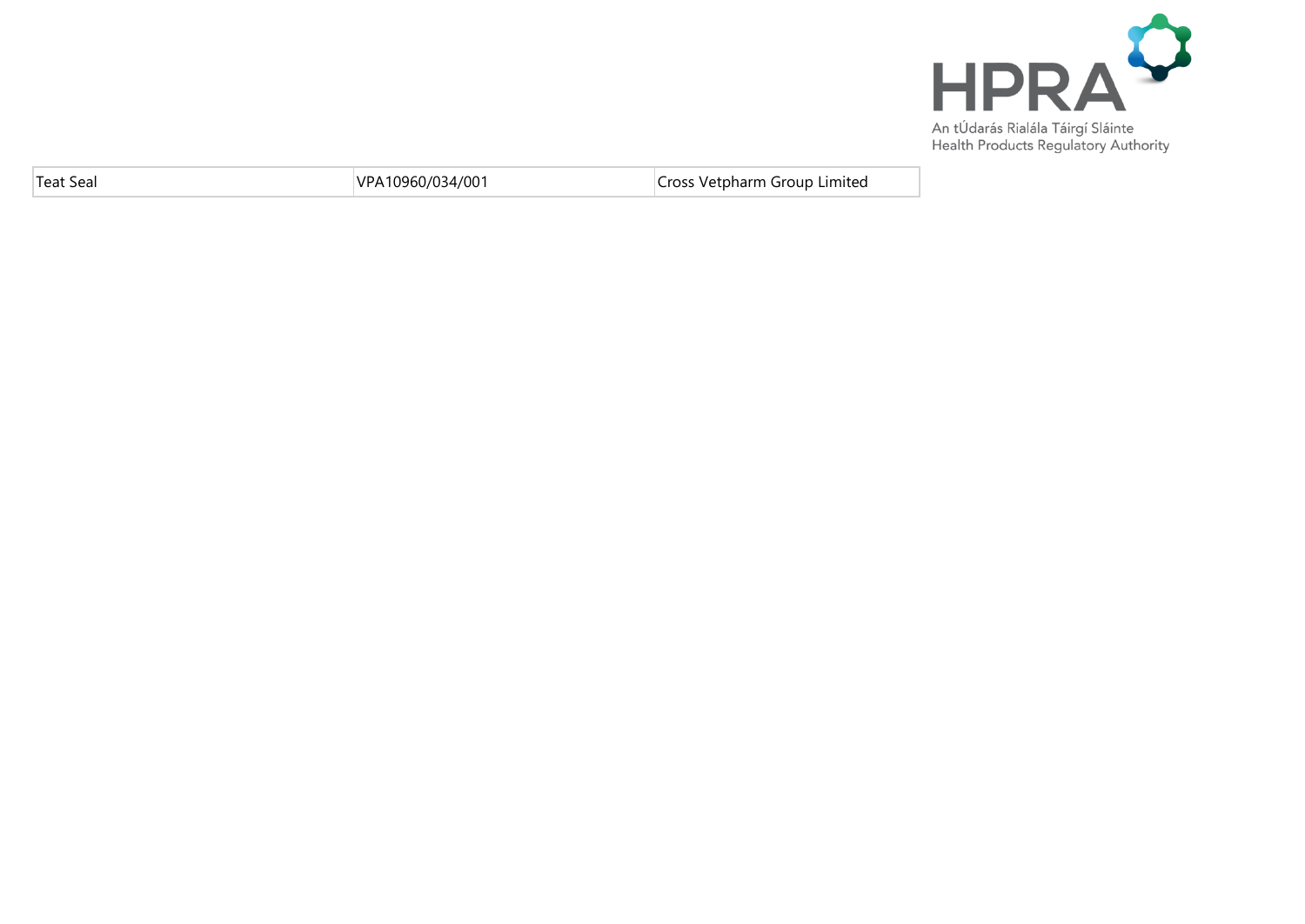| | | |
|---|---|---|
| Teat Seal | VPA10960/034/001 | Cross Vetpharm Group Limited |